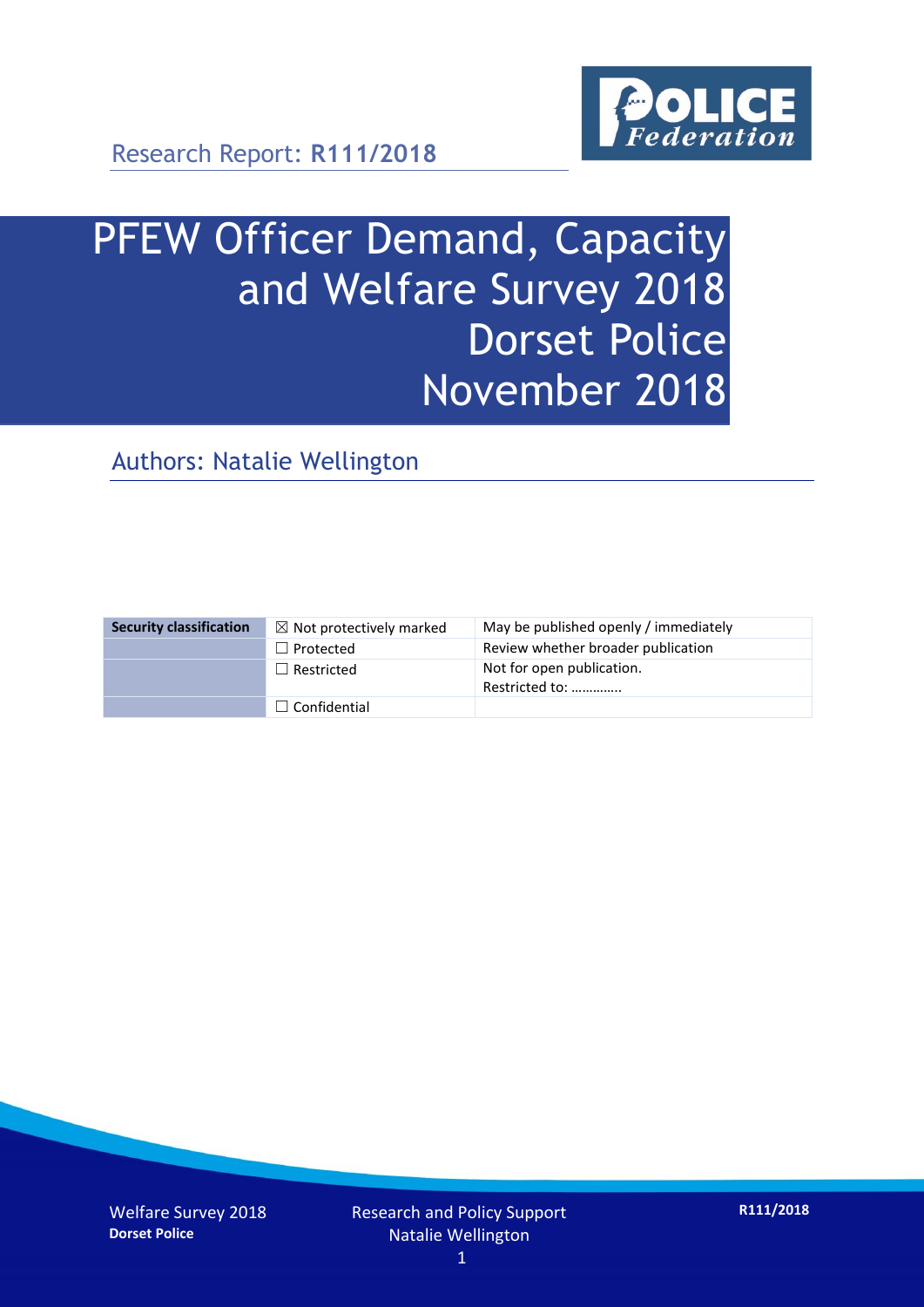Research Report: **R111/2018**

# PFEW Officer Demand, Capacity and Welfare Survey 2018 Dorset Police November 2018

## Authors: Natalie Wellington

| Security classification | ☒ Not protectively marked | May be published openly / immediately |
|---|---|---|
| | ☐ Protected | Review whether broader publication |
| | ☐ Restricted | Not for open publication. Restricted to: ………….. |
| | ☐ Confidential | |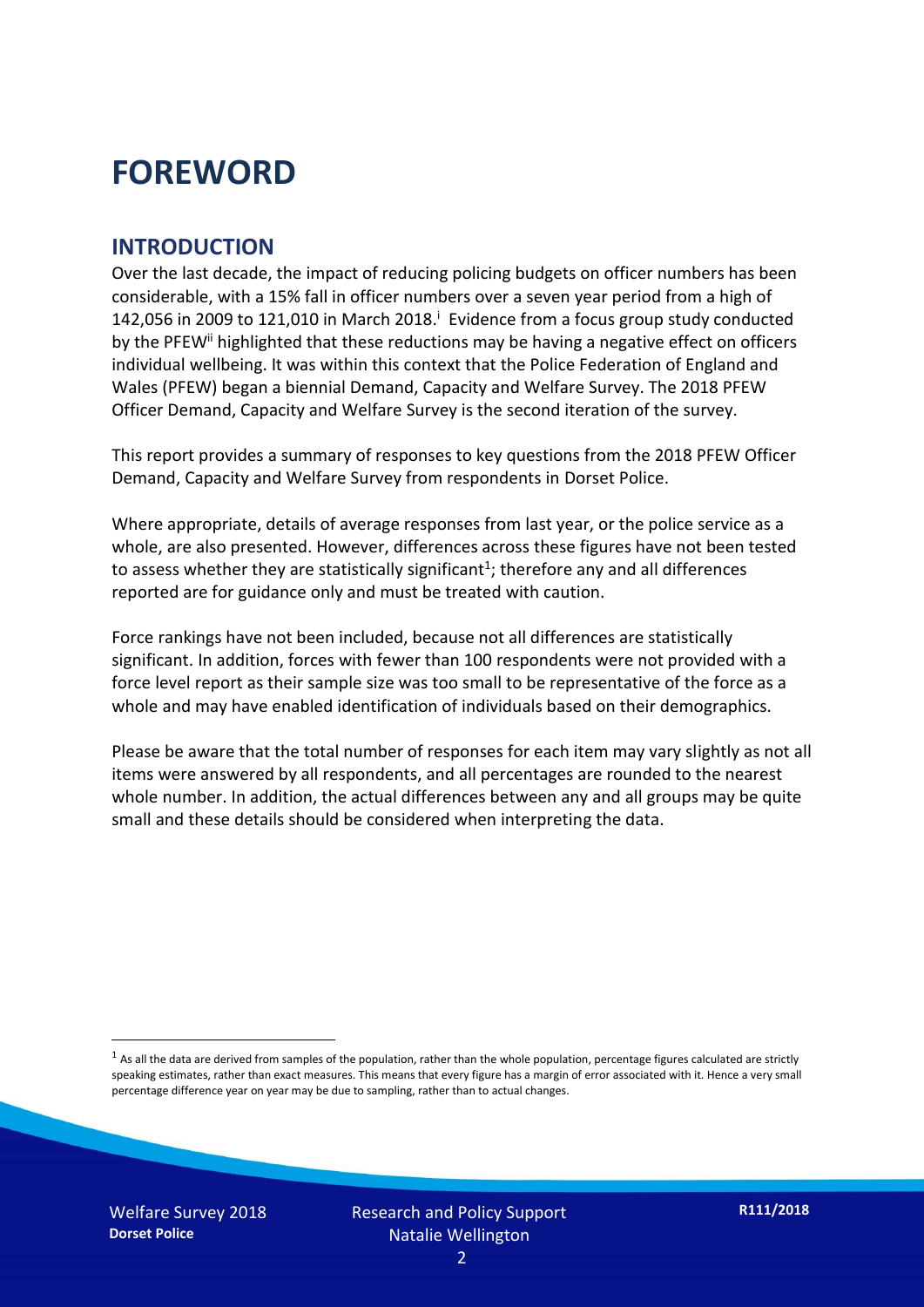# FOREWORD

## INTRODUCTION

Over the last decade, the impact of reducing policing budgets on officer numbers has been considerable, with a 15% fall in officer numbers over a seven year period from a high of 142,056 in 2009 to 121,010 in March 2018.[i] Evidence from a focus group study conducted by the PFEW[ii] highlighted that these reductions may be having a negative effect on officers individual wellbeing. It was within this context that the Police Federation of England and Wales (PFEW) began a biennial Demand, Capacity and Welfare Survey. The 2018 PFEW Officer Demand, Capacity and Welfare Survey is the second iteration of the survey.

This report provides a summary of responses to key questions from the 2018 PFEW Officer Demand, Capacity and Welfare Survey from respondents in Dorset Police.

Where appropriate, details of average responses from last year, or the police service as a whole, are also presented. However, differences across these figures have not been tested to assess whether they are statistically significant[1]; therefore any and all differences reported are for guidance only and must be treated with caution.

Force rankings have not been included, because not all differences are statistically significant. In addition, forces with fewer than 100 respondents were not provided with a force level report as their sample size was too small to be representative of the force as a whole and may have enabled identification of individuals based on their demographics.

Please be aware that the total number of responses for each item may vary slightly as not all items were answered by all respondents, and all percentages are rounded to the nearest whole number. In addition, the actual differences between any and all groups may be quite small and these details should be considered when interpreting the data.

[1] As all the data are derived from samples of the population, rather than the whole population, percentage figures calculated are strictly speaking estimates, rather than exact measures. This means that every figure has a margin of error associated with it. Hence a very small percentage difference year on year may be due to sampling, rather than to actual changes.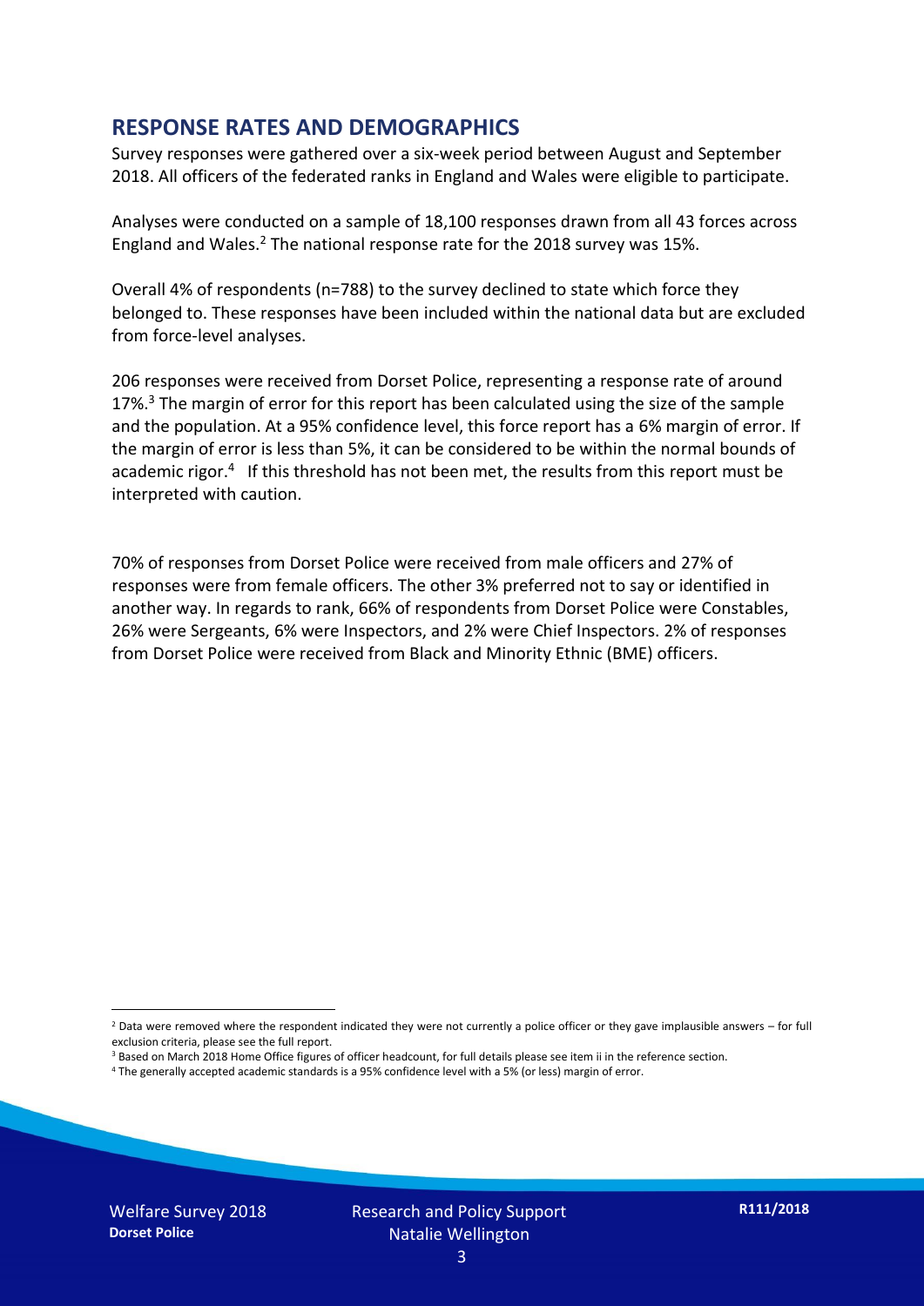## RESPONSE RATES AND DEMOGRAPHICS

Survey responses were gathered over a six-week period between August and September 2018. All officers of the federated ranks in England and Wales were eligible to participate.

Analyses were conducted on a sample of 18,100 responses drawn from all 43 forces across England and Wales.[2] The national response rate for the 2018 survey was 15%.

Overall 4% of respondents (n=788) to the survey declined to state which force they belonged to. These responses have been included within the national data but are excluded from force-level analyses.

206 responses were received from Dorset Police, representing a response rate of around 17%.[3] The margin of error for this report has been calculated using the size of the sample and the population. At a 95% confidence level, this force report has a 6% margin of error. If the margin of error is less than 5%, it can be considered to be within the normal bounds of academic rigor.[4] If this threshold has not been met, the results from this report must be interpreted with caution.

70% of responses from Dorset Police were received from male officers and 27% of responses were from female officers. The other 3% preferred not to say or identified in another way. In regards to rank, 66% of respondents from Dorset Police were Constables, 26% were Sergeants, 6% were Inspectors, and 2% were Chief Inspectors. 2% of responses from Dorset Police were received from Black and Minority Ethnic (BME) officers.

[2] Data were removed where the respondent indicated they were not currently a police officer or they gave implausible answers – for full exclusion criteria, please see the full report.

[3] Based on March 2018 Home Office figures of officer headcount, for full details please see item ii in the reference section.

[4] The generally accepted academic standards is a 95% confidence level with a 5% (or less) margin of error.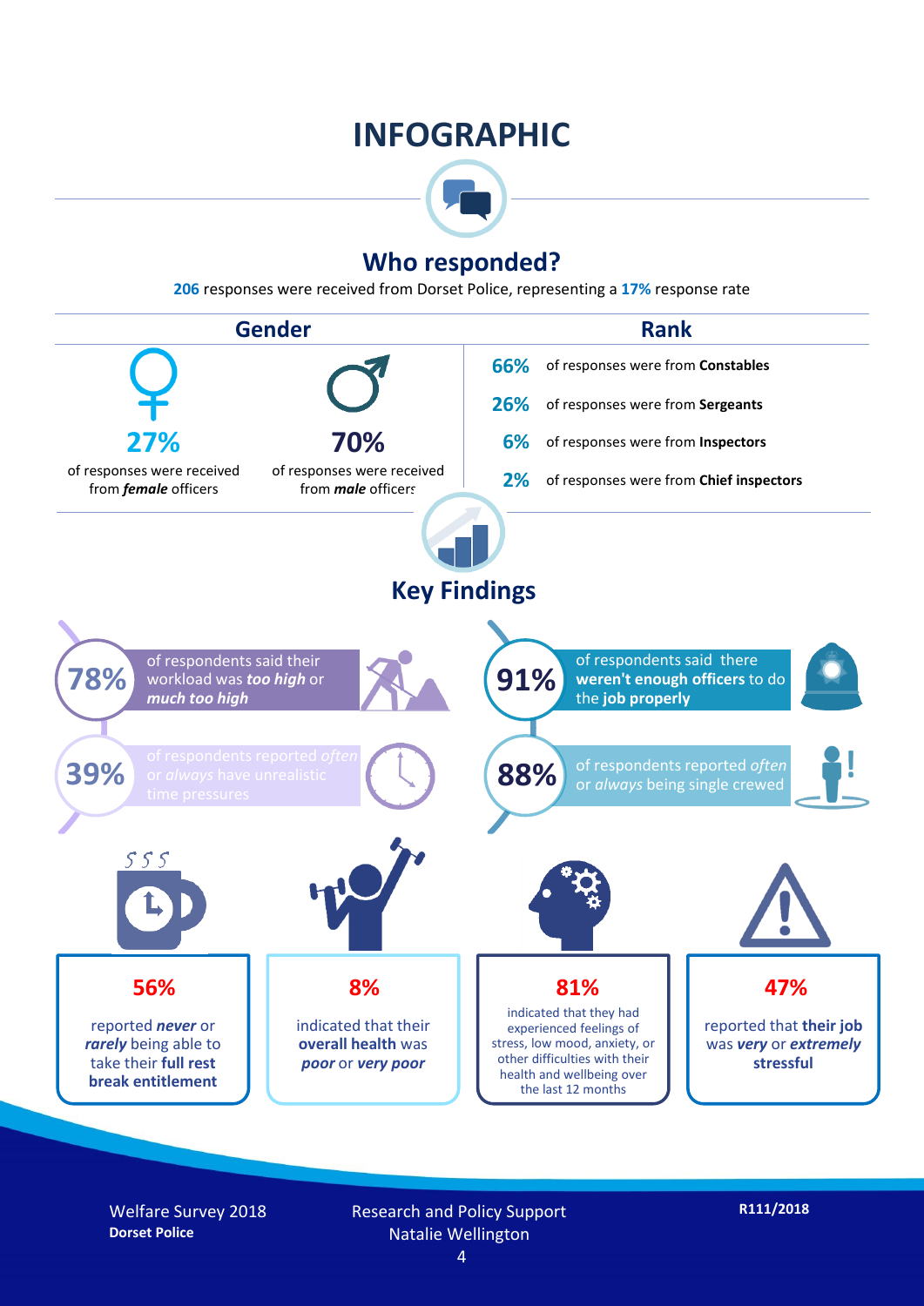# INFOGRAPHIC

## Who responded?

**206** responses were received from Dorset Police, representing a **17%** response rate

### Gender

**27%** of responses were received from ***female*** officers

**70%** of responses were received from ***male*** officers

### Rank

**66%** of responses were from **Constables**

**26%** of responses were from **Sergeants**

**6%** of responses were from **Inspectors**

**2%** of responses were from **Chief inspectors**

## Key Findings

**78%** of respondents said their workload was ***too high*** or ***much too high***

**91%** of respondents said there **weren't enough officers** to do the **job properly**

**39%** of respondents reported *often* or *always* have unrealistic time pressures

**88%** of respondents reported *often* or *always* being single crewed

**56%** reported ***never*** or ***rarely*** being able to take their **full rest break entitlement**

**8%** indicated that their **overall health** was ***poor*** or ***very poor***

**81%** indicated that they had experienced feelings of stress, low mood, anxiety, or other difficulties with their health and wellbeing over the last 12 months

**47%** reported that **their job** was ***very*** or ***extremely*** **stressful**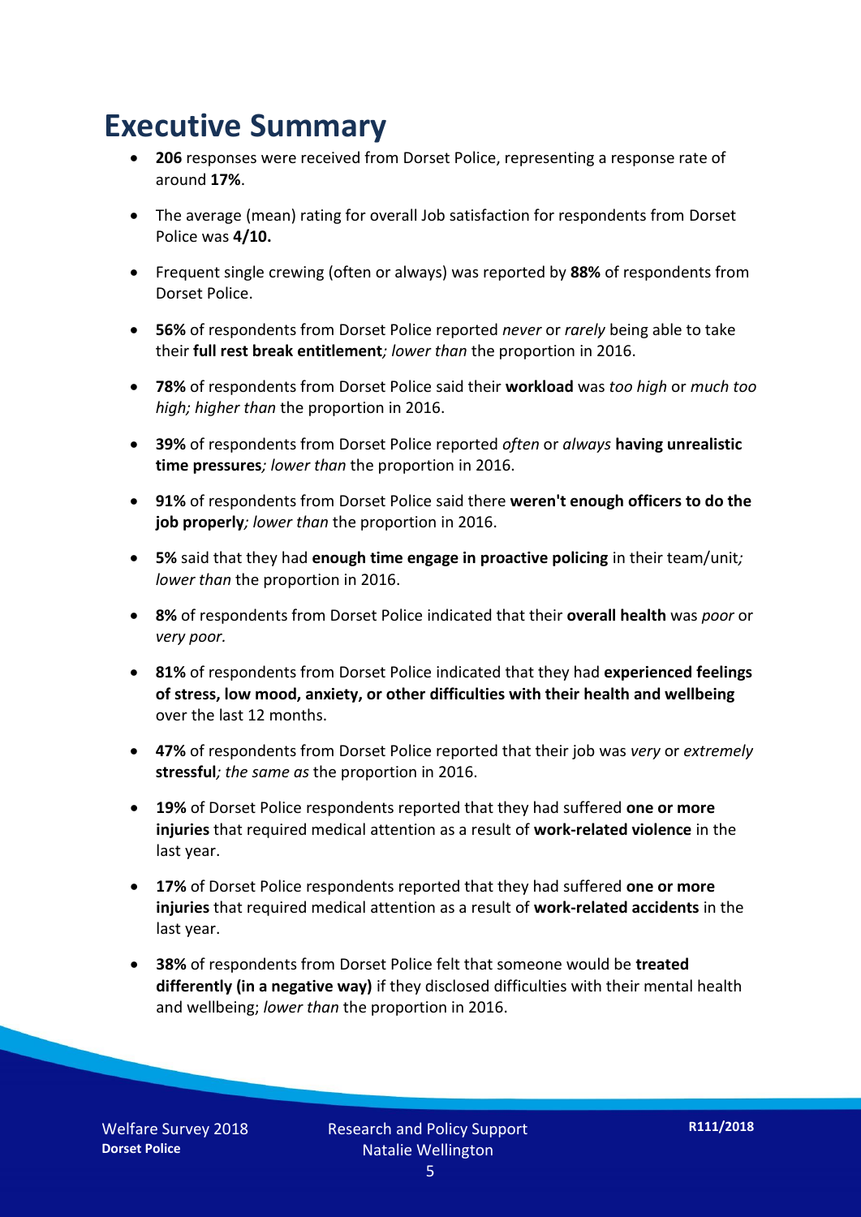# Executive Summary

- **206** responses were received from Dorset Police, representing a response rate of around **17%**.
- The average (mean) rating for overall Job satisfaction for respondents from Dorset Police was **4/10.**
- Frequent single crewing (often or always) was reported by **88%** of respondents from Dorset Police.
- **56%** of respondents from Dorset Police reported *never* or *rarely* being able to take their **full rest break entitlement***; lower than* the proportion in 2016.
- **78%** of respondents from Dorset Police said their **workload** was *too high* or *much too high; higher than* the proportion in 2016.
- **39%** of respondents from Dorset Police reported *often* or *always* **having unrealistic time pressures***; lower than* the proportion in 2016.
- **91%** of respondents from Dorset Police said there **weren't enough officers to do the job properly***; lower than* the proportion in 2016.
- **5%** said that they had **enough time engage in proactive policing** in their team/unit*; lower than* the proportion in 2016.
- **8%** of respondents from Dorset Police indicated that their **overall health** was *poor* or *very poor.*
- **81%** of respondents from Dorset Police indicated that they had **experienced feelings of stress, low mood, anxiety, or other difficulties with their health and wellbeing** over the last 12 months.
- **47%** of respondents from Dorset Police reported that their job was *very* or *extremely* **stressful***; the same as* the proportion in 2016.
- **19%** of Dorset Police respondents reported that they had suffered **one or more injuries** that required medical attention as a result of **work-related violence** in the last year.
- **17%** of Dorset Police respondents reported that they had suffered **one or more injuries** that required medical attention as a result of **work-related accidents** in the last year.
- **38%** of respondents from Dorset Police felt that someone would be **treated differently (in a negative way)** if they disclosed difficulties with their mental health and wellbeing; *lower than* the proportion in 2016.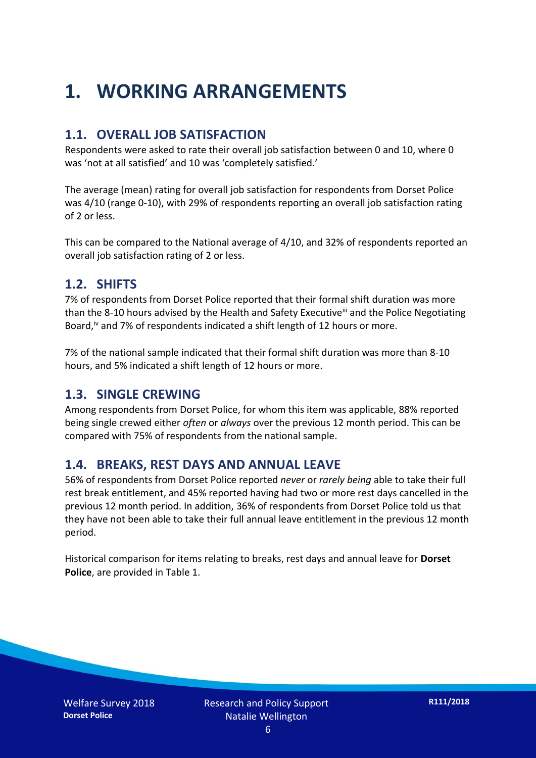# 1. WORKING ARRANGEMENTS

## 1.1. OVERALL JOB SATISFACTION

Respondents were asked to rate their overall job satisfaction between 0 and 10, where 0 was 'not at all satisfied' and 10 was 'completely satisfied.'

The average (mean) rating for overall job satisfaction for respondents from Dorset Police was 4/10 (range 0-10), with 29% of respondents reporting an overall job satisfaction rating of 2 or less.

This can be compared to the National average of 4/10, and 32% of respondents reported an overall job satisfaction rating of 2 or less.

## 1.2. SHIFTS

7% of respondents from Dorset Police reported that their formal shift duration was more than the 8-10 hours advised by the Health and Safety Executive[iii] and the Police Negotiating Board,[iv] and 7% of respondents indicated a shift length of 12 hours or more.

7% of the national sample indicated that their formal shift duration was more than 8-10 hours, and 5% indicated a shift length of 12 hours or more.

## 1.3. SINGLE CREWING

Among respondents from Dorset Police, for whom this item was applicable, 88% reported being single crewed either *often* or *always* over the previous 12 month period. This can be compared with 75% of respondents from the national sample.

## 1.4. BREAKS, REST DAYS AND ANNUAL LEAVE

56% of respondents from Dorset Police reported *never* or *rarely being* able to take their full rest break entitlement, and 45% reported having had two or more rest days cancelled in the previous 12 month period. In addition, 36% of respondents from Dorset Police told us that they have not been able to take their full annual leave entitlement in the previous 12 month period.

Historical comparison for items relating to breaks, rest days and annual leave for **Dorset Police**, are provided in Table 1.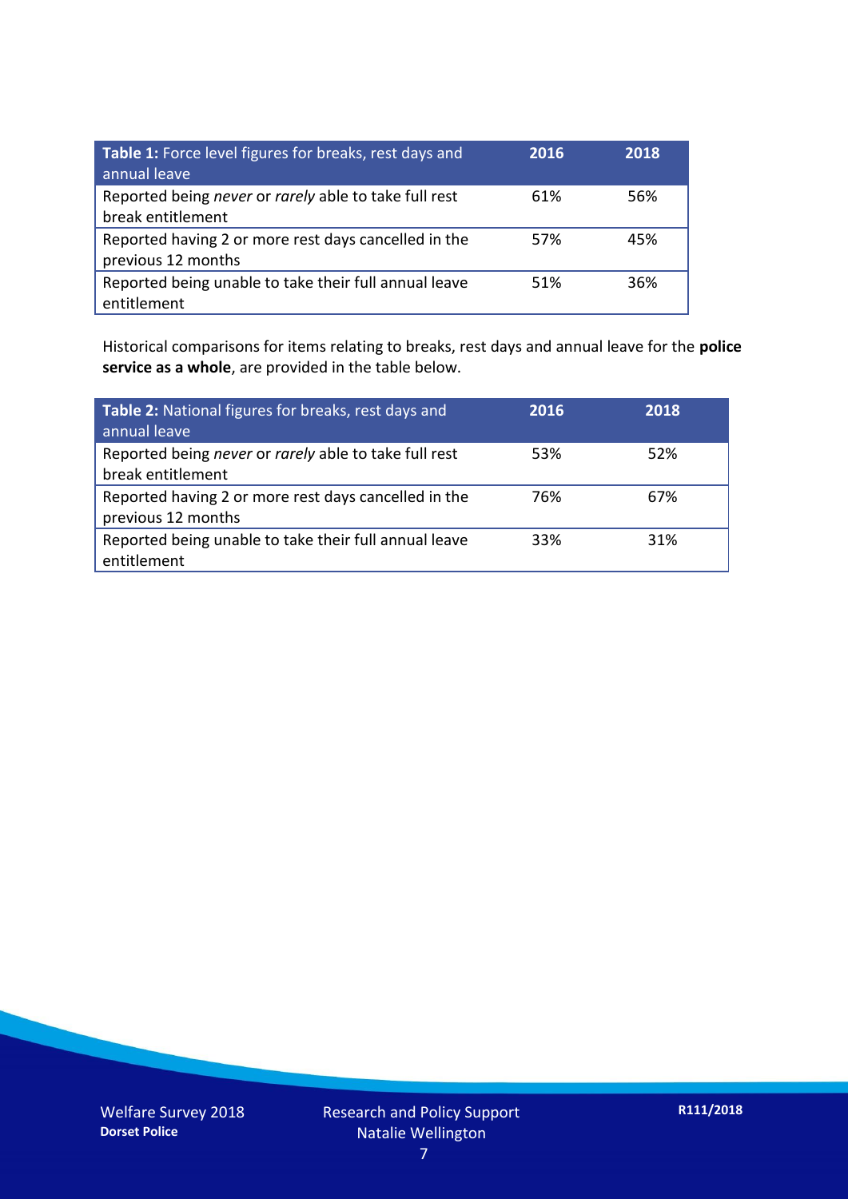| **Table 1:** Force level figures for breaks, rest days and annual leave | **2016** | **2018** |
|---|---|---|
| Reported being *never* or *rarely* able to take full rest break entitlement | 61% | 56% |
| Reported having 2 or more rest days cancelled in the previous 12 months | 57% | 45% |
| Reported being unable to take their full annual leave entitlement | 51% | 36% |

Historical comparisons for items relating to breaks, rest days and annual leave for the **police service as a whole**, are provided in the table below.

| **Table 2:** National figures for breaks, rest days and annual leave | **2016** | **2018** |
|---|---|---|
| Reported being *never* or *rarely* able to take full rest break entitlement | 53% | 52% |
| Reported having 2 or more rest days cancelled in the previous 12 months | 76% | 67% |
| Reported being unable to take their full annual leave entitlement | 33% | 31% |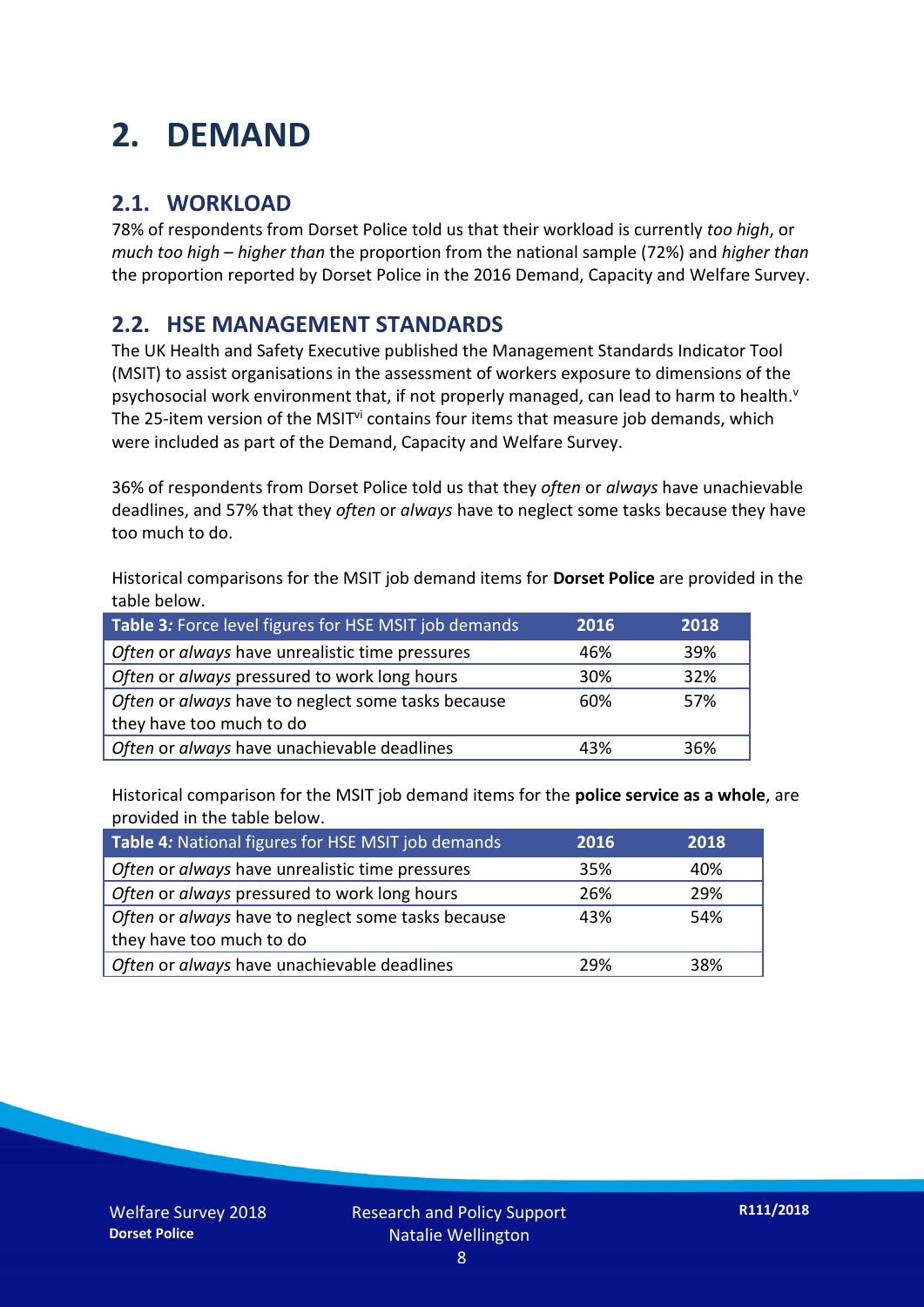# 2. DEMAND

## 2.1. WORKLOAD

78% of respondents from Dorset Police told us that their workload is currently *too high*, or *much too high* – *higher than* the proportion from the national sample (72%) and *higher than* the proportion reported by Dorset Police in the 2016 Demand, Capacity and Welfare Survey.

## 2.2. HSE MANAGEMENT STANDARDS

The UK Health and Safety Executive published the Management Standards Indicator Tool (MSIT) to assist organisations in the assessment of workers exposure to dimensions of the psychosocial work environment that, if not properly managed, can lead to harm to health.[v] The 25-item version of the MSIT[vi] contains four items that measure job demands, which were included as part of the Demand, Capacity and Welfare Survey.

36% of respondents from Dorset Police told us that they *often* or *always* have unachievable deadlines, and 57% that they *often* or *always* have to neglect some tasks because they have too much to do.

Historical comparisons for the MSIT job demand items for **Dorset Police** are provided in the table below.

| **Table 3***:* Force level figures for HSE MSIT job demands | **2016** | **2018** |
|---|---|---|
| *Often* or *always* have unrealistic time pressures | 46% | 39% |
| *Often* or *always* pressured to work long hours | 30% | 32% |
| *Often* or *always* have to neglect some tasks because they have too much to do | 60% | 57% |
| *Often* or *always* have unachievable deadlines | 43% | 36% |

Historical comparison for the MSIT job demand items for the **police service as a whole**, are provided in the table below.

| **Table 4***:* National figures for HSE MSIT job demands | **2016** | **2018** |
|---|---|---|
| *Often* or *always* have unrealistic time pressures | 35% | 40% |
| *Often* or *always* pressured to work long hours | 26% | 29% |
| *Often* or *always* have to neglect some tasks because they have too much to do | 43% | 54% |
| *Often* or *always* have unachievable deadlines | 29% | 38% |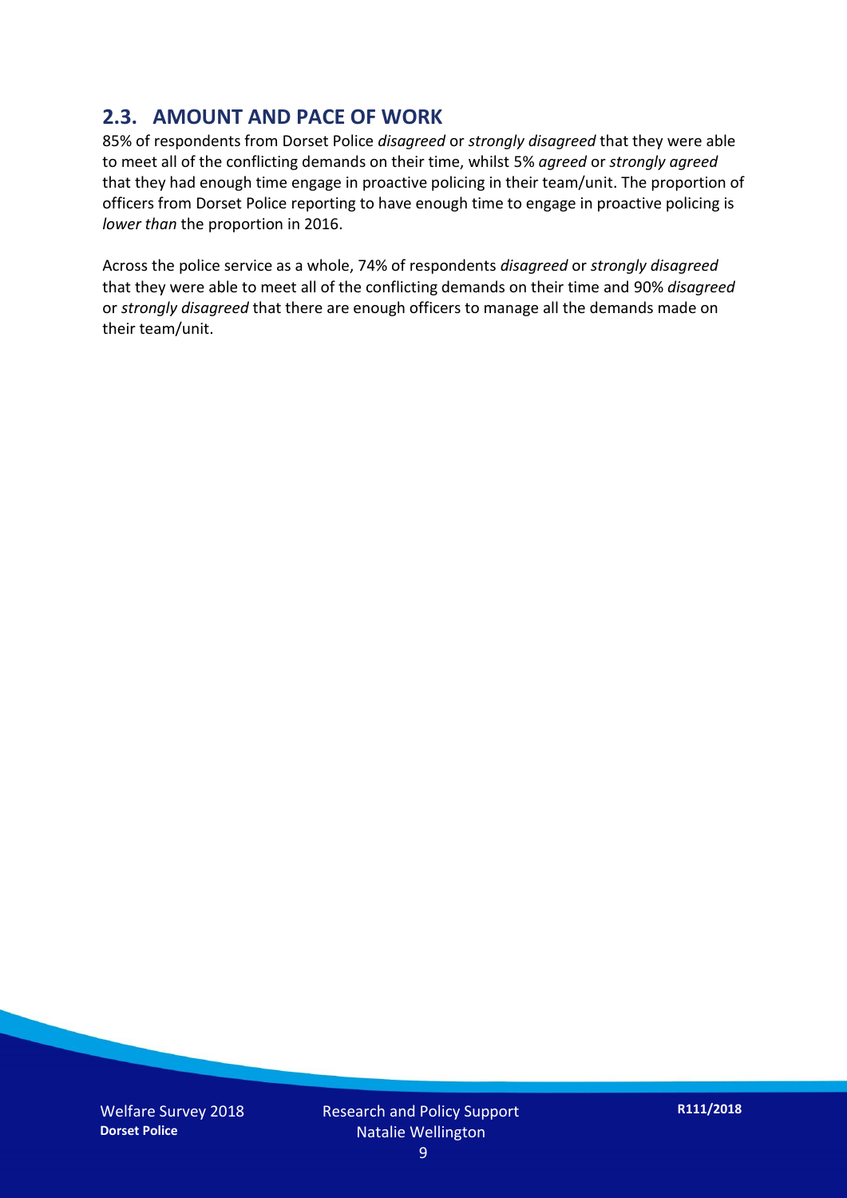## 2.3. AMOUNT AND PACE OF WORK

85% of respondents from Dorset Police *disagreed* or *strongly disagreed* that they were able to meet all of the conflicting demands on their time, whilst 5% *agreed* or *strongly agreed* that they had enough time engage in proactive policing in their team/unit. The proportion of officers from Dorset Police reporting to have enough time to engage in proactive policing is *lower than* the proportion in 2016.

Across the police service as a whole, 74% of respondents *disagreed* or *strongly disagreed* that they were able to meet all of the conflicting demands on their time and 90% *disagreed* or *strongly disagreed* that there are enough officers to manage all the demands made on their team/unit.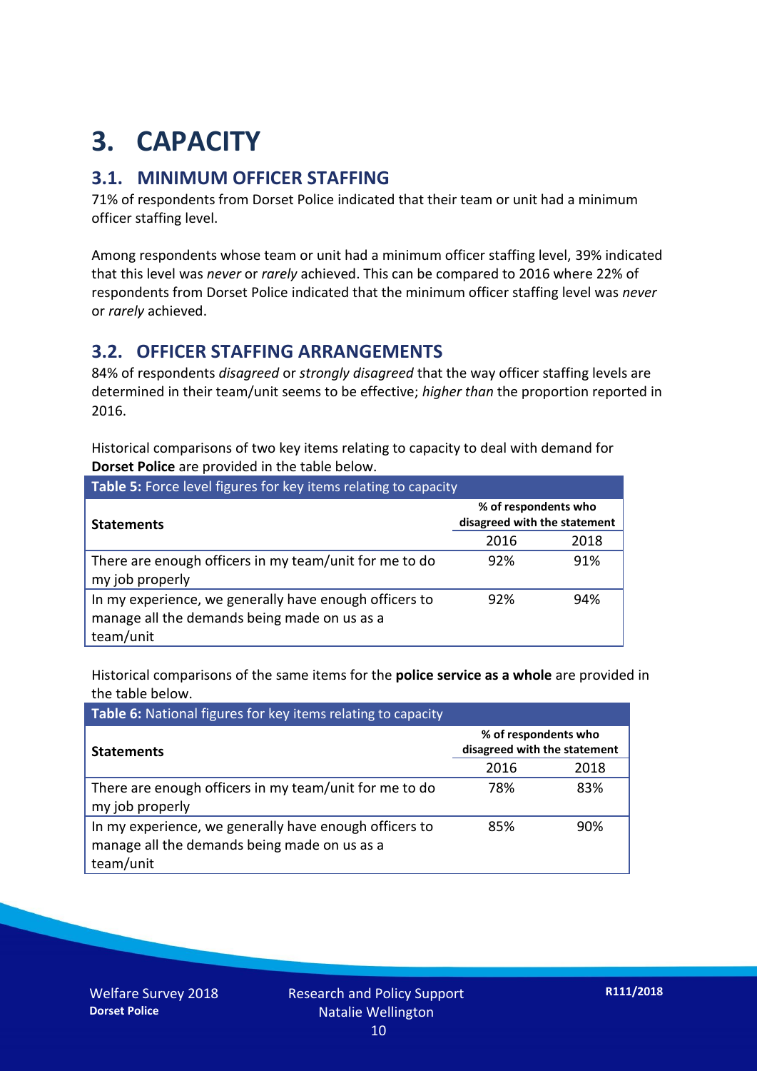# 3. CAPACITY

## 3.1. MINIMUM OFFICER STAFFING

71% of respondents from Dorset Police indicated that their team or unit had a minimum officer staffing level.

Among respondents whose team or unit had a minimum officer staffing level, 39% indicated that this level was *never* or *rarely* achieved. This can be compared to 2016 where 22% of respondents from Dorset Police indicated that the minimum officer staffing level was *never* or *rarely* achieved.

## 3.2. OFFICER STAFFING ARRANGEMENTS

84% of respondents *disagreed* or *strongly disagreed* that the way officer staffing levels are determined in their team/unit seems to be effective; *higher than* the proportion reported in 2016.

Historical comparisons of two key items relating to capacity to deal with demand for **Dorset Police** are provided in the table below.

**Table 5:** Force level figures for key items relating to capacity

| Statements | % of respondents who disagreed with the statement | |
|---|---|---|
| | 2016 | 2018 |
| There are enough officers in my team/unit for me to do my job properly | 92% | 91% |
| In my experience, we generally have enough officers to manage all the demands being made on us as a team/unit | 92% | 94% |

Historical comparisons of the same items for the **police service as a whole** are provided in the table below.

**Table 6:** National figures for key items relating to capacity

| Statements | % of respondents who disagreed with the statement | |
|---|---|---|
| | 2016 | 2018 |
| There are enough officers in my team/unit for me to do my job properly | 78% | 83% |
| In my experience, we generally have enough officers to manage all the demands being made on us as a team/unit | 85% | 90% |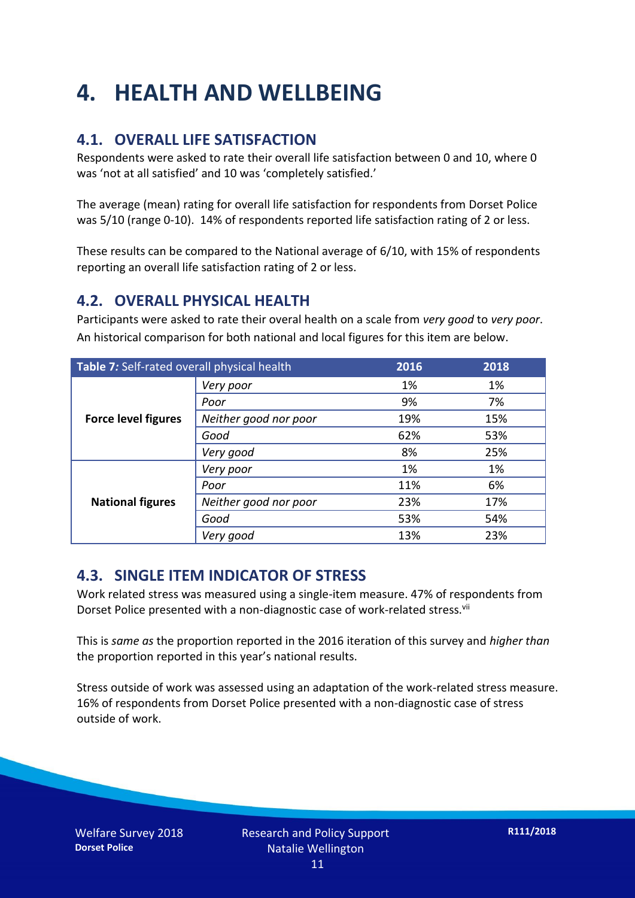# 4. HEALTH AND WELLBEING

## 4.1. OVERALL LIFE SATISFACTION

Respondents were asked to rate their overall life satisfaction between 0 and 10, where 0 was 'not at all satisfied' and 10 was 'completely satisfied.'

The average (mean) rating for overall life satisfaction for respondents from Dorset Police was 5/10 (range 0-10). 14% of respondents reported life satisfaction rating of 2 or less.

These results can be compared to the National average of 6/10, with 15% of respondents reporting an overall life satisfaction rating of 2 or less.

## 4.2. OVERALL PHYSICAL HEALTH

Participants were asked to rate their overal health on a scale from *very good* to *very poor*. An historical comparison for both national and local figures for this item are below.

| **Table 7:** Self-rated overall physical health | | 2016 | 2018 |
|---|---|---|---|
| **Force level figures** | *Very poor* | 1% | 1% |
| | *Poor* | 9% | 7% |
| | *Neither good nor poor* | 19% | 15% |
| | *Good* | 62% | 53% |
| | *Very good* | 8% | 25% |
| **National figures** | *Very poor* | 1% | 1% |
| | *Poor* | 11% | 6% |
| | *Neither good nor poor* | 23% | 17% |
| | *Good* | 53% | 54% |
| | *Very good* | 13% | 23% |

## 4.3. SINGLE ITEM INDICATOR OF STRESS

Work related stress was measured using a single-item measure. 47% of respondents from Dorset Police presented with a non-diagnostic case of work-related stress.[vii]

This is *same as* the proportion reported in the 2016 iteration of this survey and *higher than* the proportion reported in this year's national results.

Stress outside of work was assessed using an adaptation of the work-related stress measure. 16% of respondents from Dorset Police presented with a non-diagnostic case of stress outside of work.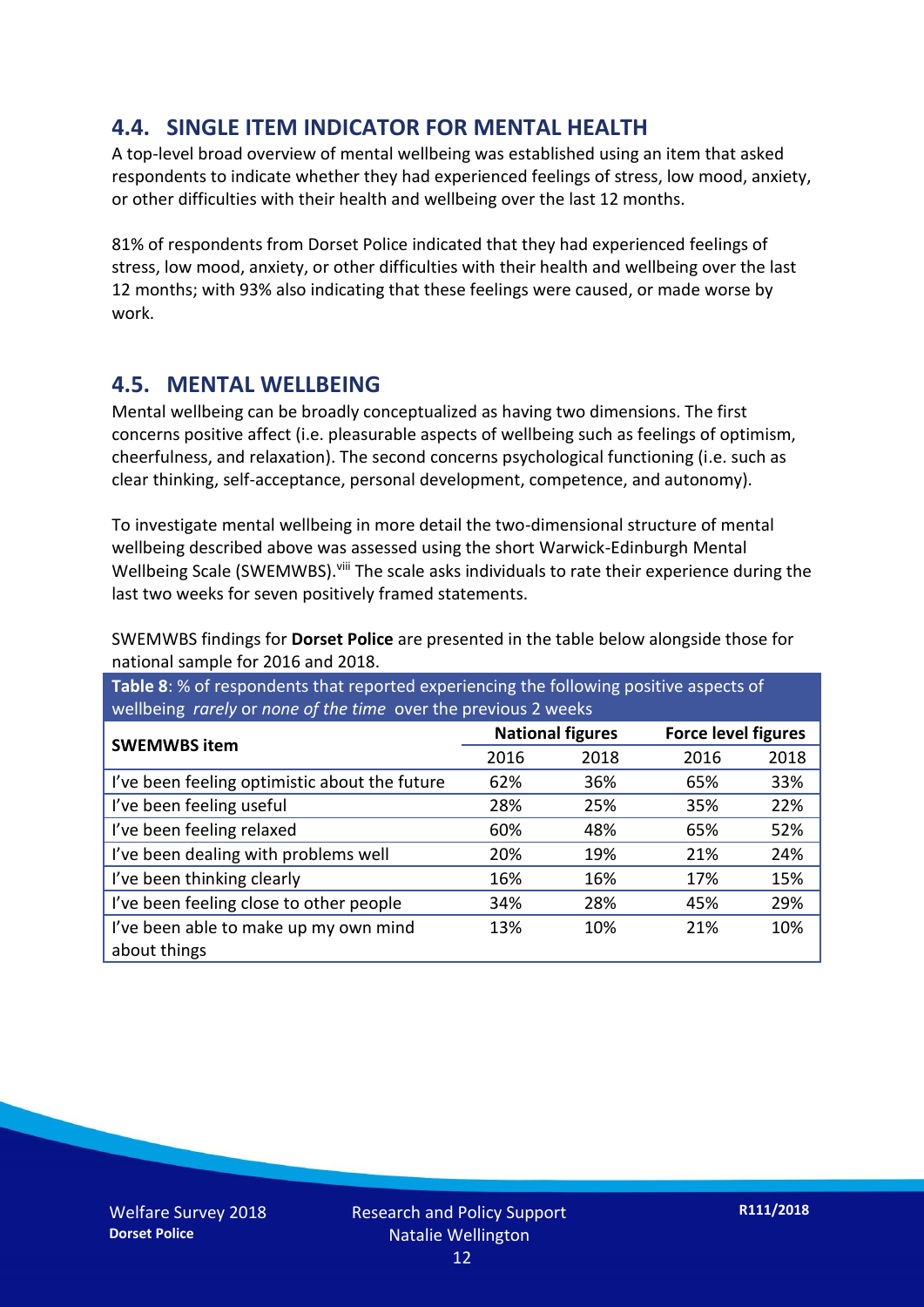## 4.4. SINGLE ITEM INDICATOR FOR MENTAL HEALTH

A top-level broad overview of mental wellbeing was established using an item that asked respondents to indicate whether they had experienced feelings of stress, low mood, anxiety, or other difficulties with their health and wellbeing over the last 12 months.

81% of respondents from Dorset Police indicated that they had experienced feelings of stress, low mood, anxiety, or other difficulties with their health and wellbeing over the last 12 months; with 93% also indicating that these feelings were caused, or made worse by work.

## 4.5. MENTAL WELLBEING

Mental wellbeing can be broadly conceptualized as having two dimensions. The first concerns positive affect (i.e. pleasurable aspects of wellbeing such as feelings of optimism, cheerfulness, and relaxation). The second concerns psychological functioning (i.e. such as clear thinking, self-acceptance, personal development, competence, and autonomy).

To investigate mental wellbeing in more detail the two-dimensional structure of mental wellbeing described above was assessed using the short Warwick-Edinburgh Mental Wellbeing Scale (SWEMWBS).[viii] The scale asks individuals to rate their experience during the last two weeks for seven positively framed statements.

SWEMWBS findings for **Dorset Police** are presented in the table below alongside those for national sample for 2016 and 2018.

**Table 8**: % of respondents that reported experiencing the following positive aspects of wellbeing *rarely* or *none of the time* over the previous 2 weeks

| SWEMWBS item | National figures | | Force level figures | |
|---|---|---|---|---|
| | 2016 | 2018 | 2016 | 2018 |
| I've been feeling optimistic about the future | 62% | 36% | 65% | 33% |
| I've been feeling useful | 28% | 25% | 35% | 22% |
| I've been feeling relaxed | 60% | 48% | 65% | 52% |
| I've been dealing with problems well | 20% | 19% | 21% | 24% |
| I've been thinking clearly | 16% | 16% | 17% | 15% |
| I've been feeling close to other people | 34% | 28% | 45% | 29% |
| I've been able to make up my own mind about things | 13% | 10% | 21% | 10% |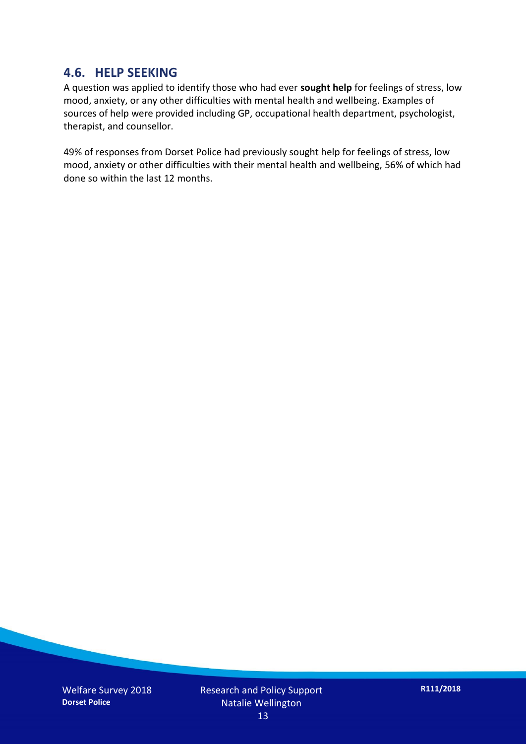## 4.6. HELP SEEKING

A question was applied to identify those who had ever **sought help** for feelings of stress, low mood, anxiety, or any other difficulties with mental health and wellbeing. Examples of sources of help were provided including GP, occupational health department, psychologist, therapist, and counsellor.

49% of responses from Dorset Police had previously sought help for feelings of stress, low mood, anxiety or other difficulties with their mental health and wellbeing, 56% of which had done so within the last 12 months.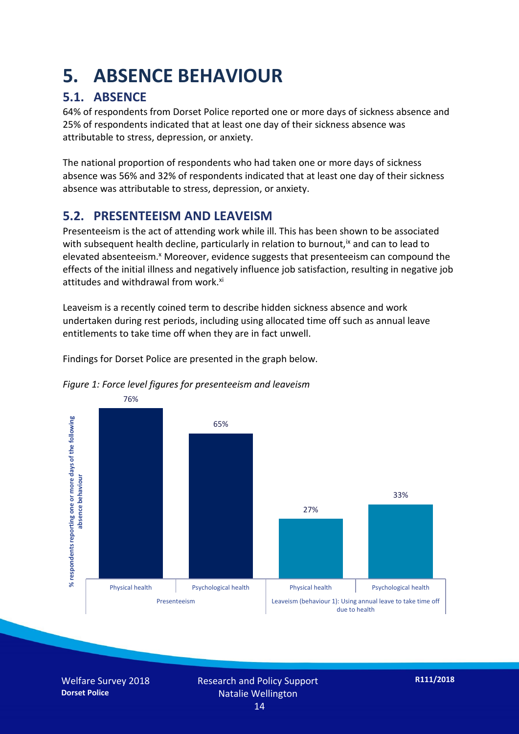# 5. ABSENCE BEHAVIOUR

## 5.1. ABSENCE

64% of respondents from Dorset Police reported one or more days of sickness absence and 25% of respondents indicated that at least one day of their sickness absence was attributable to stress, depression, or anxiety.

The national proportion of respondents who had taken one or more days of sickness absence was 56% and 32% of respondents indicated that at least one day of their sickness absence was attributable to stress, depression, or anxiety.

## 5.2. PRESENTEEISM AND LEAVEISM

Presenteeism is the act of attending work while ill. This has been shown to be associated with subsequent health decline, particularly in relation to burnout,[ix] and can to lead to elevated absenteeism.[x] Moreover, evidence suggests that presenteeism can compound the effects of the initial illness and negatively influence job satisfaction, resulting in negative job attitudes and withdrawal from work.[xi]

Leaveism is a recently coined term to describe hidden sickness absence and work undertaken during rest periods, including using allocated time off such as annual leave entitlements to take time off when they are in fact unwell.

Findings for Dorset Police are presented in the graph below.

*Figure 1: Force level figures for presenteeism and leaveism*

| | | % respondents reporting one or more days of the following absence behaviour |
|---|---|---|
| Presenteeism | Physical health | 76% |
| | Psychological health | 65% |
| Leaveism (behaviour 1): Using annual leave to take time off due to health | Physical health | 27% |
| | Psychological health | 33% |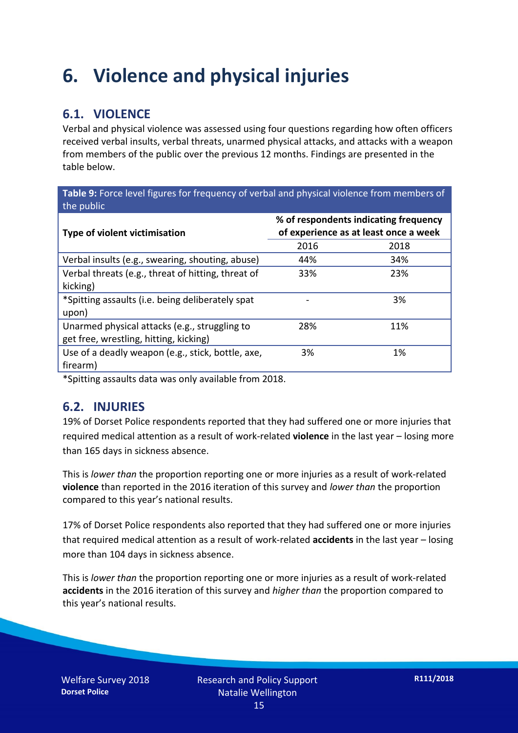# 6. Violence and physical injuries

## 6.1. VIOLENCE

Verbal and physical violence was assessed using four questions regarding how often officers received verbal insults, verbal threats, unarmed physical attacks, and attacks with a weapon from members of the public over the previous 12 months. Findings are presented in the table below.

**Table 9:** Force level figures for frequency of verbal and physical violence from members of the public

| Type of violent victimisation | % of respondents indicating frequency of experience as at least once a week | |
|---|---|---|
| | 2016 | 2018 |
| Verbal insults (e.g., swearing, shouting, abuse) | 44% | 34% |
| Verbal threats (e.g., threat of hitting, threat of kicking) | 33% | 23% |
| *Spitting assaults (i.e. being deliberately spat upon) | - | 3% |
| Unarmed physical attacks (e.g., struggling to get free, wrestling, hitting, kicking) | 28% | 11% |
| Use of a deadly weapon (e.g., stick, bottle, axe, firearm) | 3% | 1% |

*Spitting assaults data was only available from 2018.

## 6.2. INJURIES

19% of Dorset Police respondents reported that they had suffered one or more injuries that required medical attention as a result of work-related **violence** in the last year – losing more than 165 days in sickness absence.

This is *lower than* the proportion reporting one or more injuries as a result of work-related **violence** than reported in the 2016 iteration of this survey and *lower than* the proportion compared to this year's national results.

17% of Dorset Police respondents also reported that they had suffered one or more injuries that required medical attention as a result of work-related **accidents** in the last year – losing more than 104 days in sickness absence.

This is *lower than* the proportion reporting one or more injuries as a result of work-related **accidents** in the 2016 iteration of this survey and *higher than* the proportion compared to this year's national results.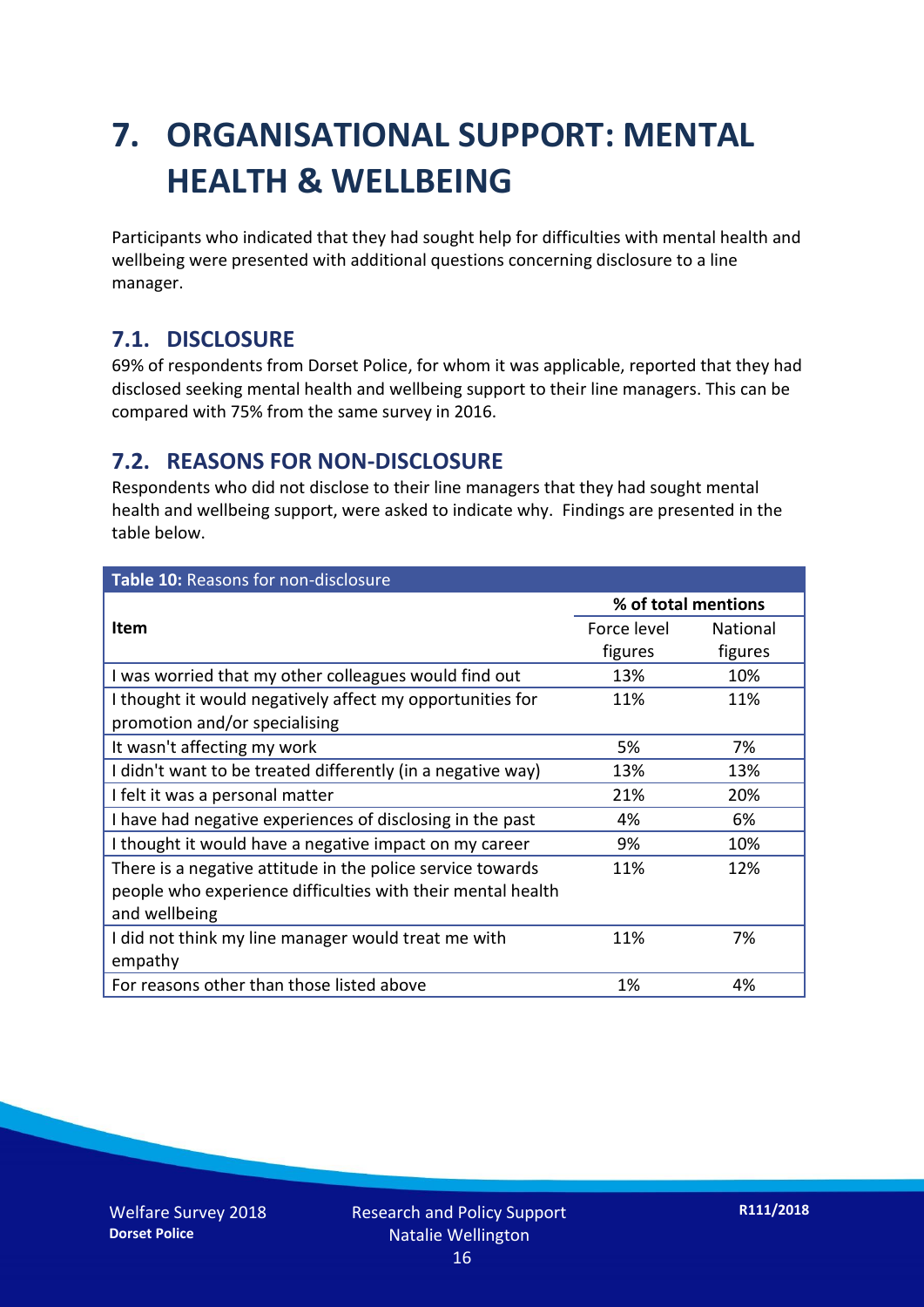# 7. ORGANISATIONAL SUPPORT: MENTAL HEALTH & WELLBEING

Participants who indicated that they had sought help for difficulties with mental health and wellbeing were presented with additional questions concerning disclosure to a line manager.

## 7.1. DISCLOSURE

69% of respondents from Dorset Police, for whom it was applicable, reported that they had disclosed seeking mental health and wellbeing support to their line managers. This can be compared with 75% from the same survey in 2016.

## 7.2. REASONS FOR NON-DISCLOSURE

Respondents who did not disclose to their line managers that they had sought mental health and wellbeing support, were asked to indicate why. Findings are presented in the table below.

**Table 10:** Reasons for non-disclosure

| Item | % of total mentions | |
|---|---|---|
| | Force level figures | National figures |
| I was worried that my other colleagues would find out | 13% | 10% |
| I thought it would negatively affect my opportunities for promotion and/or specialising | 11% | 11% |
| It wasn't affecting my work | 5% | 7% |
| I didn't want to be treated differently (in a negative way) | 13% | 13% |
| I felt it was a personal matter | 21% | 20% |
| I have had negative experiences of disclosing in the past | 4% | 6% |
| I thought it would have a negative impact on my career | 9% | 10% |
| There is a negative attitude in the police service towards people who experience difficulties with their mental health and wellbeing | 11% | 12% |
| I did not think my line manager would treat me with empathy | 11% | 7% |
| For reasons other than those listed above | 1% | 4% |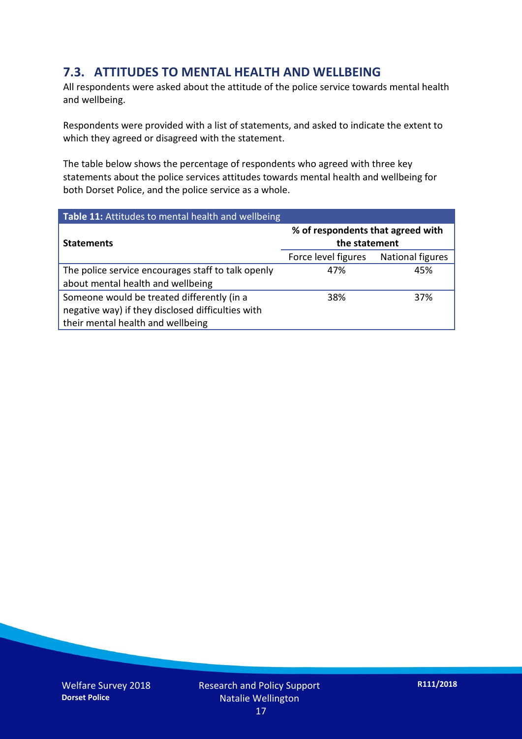## 7.3. ATTITUDES TO MENTAL HEALTH AND WELLBEING

All respondents were asked about the attitude of the police service towards mental health and wellbeing.

Respondents were provided with a list of statements, and asked to indicate the extent to which they agreed or disagreed with the statement.

The table below shows the percentage of respondents who agreed with three key statements about the police services attitudes towards mental health and wellbeing for both Dorset Police, and the police service as a whole.

**Table 11:** Attitudes to mental health and wellbeing

| Statements | % of respondents that agreed with the statement | |
|---|---|---|
| | Force level figures | National figures |
| The police service encourages staff to talk openly about mental health and wellbeing | 47% | 45% |
| Someone would be treated differently (in a negative way) if they disclosed difficulties with their mental health and wellbeing | 38% | 37% |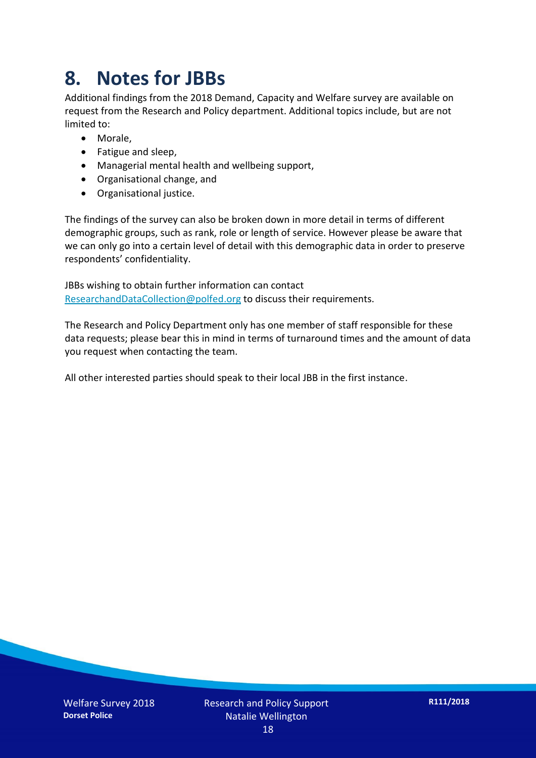# 8. Notes for JBBs

Additional findings from the 2018 Demand, Capacity and Welfare survey are available on request from the Research and Policy department. Additional topics include, but are not limited to:

- Morale,
- Fatigue and sleep,
- Managerial mental health and wellbeing support,
- Organisational change, and
- Organisational justice.

The findings of the survey can also be broken down in more detail in terms of different demographic groups, such as rank, role or length of service. However please be aware that we can only go into a certain level of detail with this demographic data in order to preserve respondents' confidentiality.

JBBs wishing to obtain further information can contact ResearchandDataCollection@polfed.org to discuss their requirements.

The Research and Policy Department only has one member of staff responsible for these data requests; please bear this in mind in terms of turnaround times and the amount of data you request when contacting the team.

All other interested parties should speak to their local JBB in the first instance.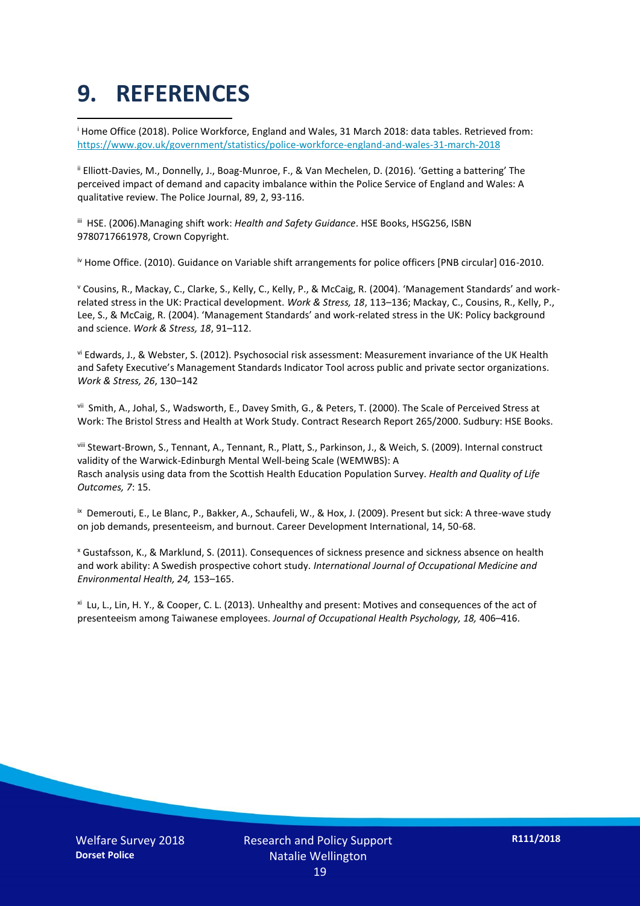# 9. REFERENCES

[i] Home Office (2018). Police Workforce, England and Wales, 31 March 2018: data tables. Retrieved from: https://www.gov.uk/government/statistics/police-workforce-england-and-wales-31-march-2018

[ii] Elliott-Davies, M., Donnelly, J., Boag-Munroe, F., & Van Mechelen, D. (2016). 'Getting a battering' The perceived impact of demand and capacity imbalance within the Police Service of England and Wales: A qualitative review. The Police Journal, 89, 2, 93-116.

[iii] HSE. (2006).Managing shift work: *Health and Safety Guidance*. HSE Books, HSG256, ISBN 9780717661978, Crown Copyright.

[iv] Home Office. (2010). Guidance on Variable shift arrangements for police officers [PNB circular] 016-2010.

[v] Cousins, R., Mackay, C., Clarke, S., Kelly, C., Kelly, P., & McCaig, R. (2004). 'Management Standards' and work-related stress in the UK: Practical development. *Work & Stress, 18*, 113–136; Mackay, C., Cousins, R., Kelly, P., Lee, S., & McCaig, R. (2004). 'Management Standards' and work-related stress in the UK: Policy background and science. *Work & Stress, 18*, 91–112.

[vi] Edwards, J., & Webster, S. (2012). Psychosocial risk assessment: Measurement invariance of the UK Health and Safety Executive's Management Standards Indicator Tool across public and private sector organizations. *Work & Stress, 26*, 130–142

[vii] Smith, A., Johal, S., Wadsworth, E., Davey Smith, G., & Peters, T. (2000). The Scale of Perceived Stress at Work: The Bristol Stress and Health at Work Study. Contract Research Report 265/2000. Sudbury: HSE Books.

[viii] Stewart-Brown, S., Tennant, A., Tennant, R., Platt, S., Parkinson, J., & Weich, S. (2009). Internal construct validity of the Warwick-Edinburgh Mental Well-being Scale (WEMWBS): A
Rasch analysis using data from the Scottish Health Education Population Survey. *Health and Quality of Life Outcomes, 7*: 15.

[ix] Demerouti, E., Le Blanc, P., Bakker, A., Schaufeli, W., & Hox, J. (2009). Present but sick: A three-wave study on job demands, presenteeism, and burnout. Career Development International, 14, 50-68.

[x] Gustafsson, K., & Marklund, S. (2011). Consequences of sickness presence and sickness absence on health and work ability: A Swedish prospective cohort study. *International Journal of Occupational Medicine and Environmental Health, 24,* 153–165.

[xi] Lu, L., Lin, H. Y., & Cooper, C. L. (2013). Unhealthy and present: Motives and consequences of the act of presenteeism among Taiwanese employees. *Journal of Occupational Health Psychology, 18,* 406–416.